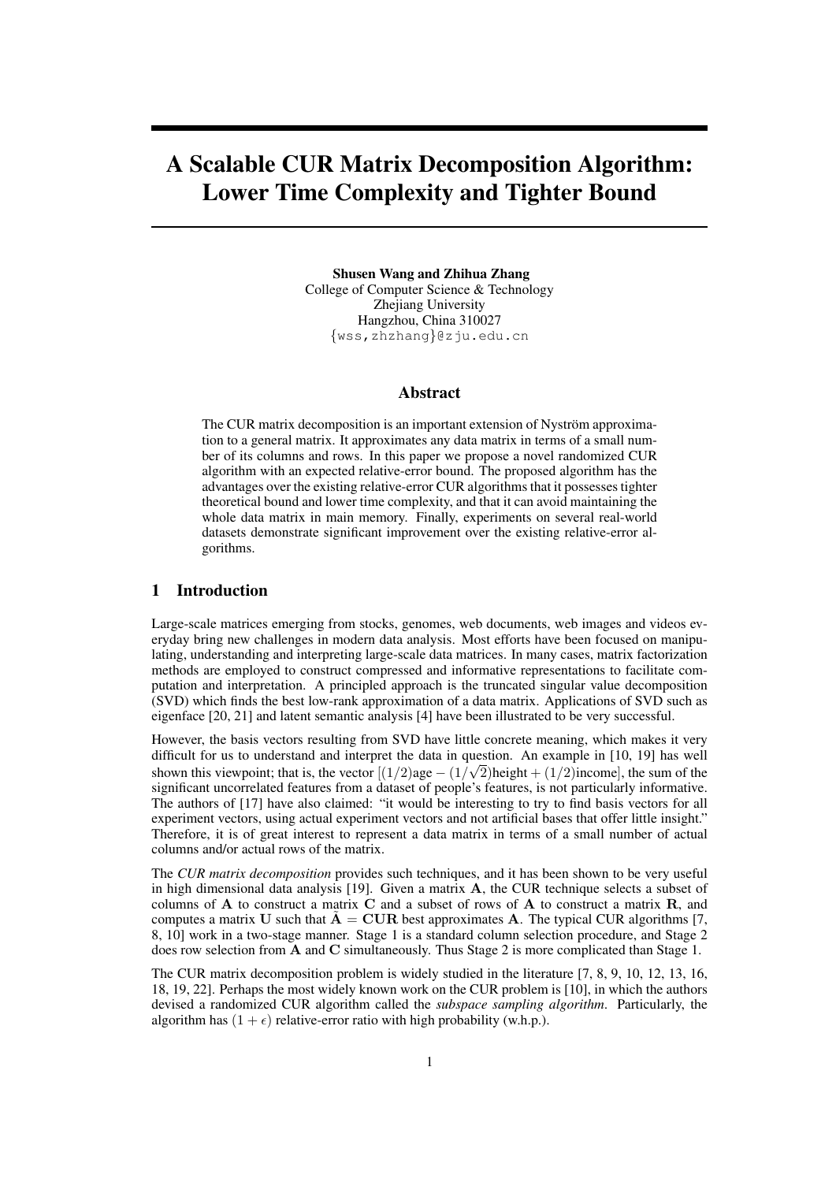# A Scalable CUR Matrix Decomposition Algorithm: Lower Time Complexity and Tighter Bound

**Shusen Wang and Zhihua Zhang**
College of Computer Science & Technology
Zhejiang University
Hangzhou, China 310027
{wss,zhzhang}@zju.edu.cn

## Abstract

The CUR matrix decomposition is an important extension of Nyström approximation to a general matrix. It approximates any data matrix in terms of a small number of its columns and rows. In this paper we propose a novel randomized CUR algorithm with an expected relative-error bound. The proposed algorithm has the advantages over the existing relative-error CUR algorithms that it possesses tighter theoretical bound and lower time complexity, and that it can avoid maintaining the whole data matrix in main memory. Finally, experiments on several real-world datasets demonstrate significant improvement over the existing relative-error algorithms.

## 1 Introduction

Large-scale matrices emerging from stocks, genomes, web documents, web images and videos everyday bring new challenges in modern data analysis. Most efforts have been focused on manipulating, understanding and interpreting large-scale data matrices. In many cases, matrix factorization methods are employed to construct compressed and informative representations to facilitate computation and interpretation. A principled approach is the truncated singular value decomposition (SVD) which finds the best low-rank approximation of a data matrix. Applications of SVD such as eigenface [20, 21] and latent semantic analysis [4] have been illustrated to be very successful.

However, the basis vectors resulting from SVD have little concrete meaning, which makes it very difficult for us to understand and interpret the data in question. An example in [10, 19] has well shown this viewpoint; that is, the vector $[(1/2)\text{age} - (1/\sqrt{2})\text{height} + (1/2)\text{income}]$, the sum of the significant uncorrelated features from a dataset of people's features, is not particularly informative. The authors of [17] have also claimed: "it would be interesting to try to find basis vectors for all experiment vectors, using actual experiment vectors and not artificial bases that offer little insight." Therefore, it is of great interest to represent a data matrix in terms of a small number of actual columns and/or actual rows of the matrix.

The *CUR matrix decomposition* provides such techniques, and it has been shown to be very useful in high dimensional data analysis [19]. Given a matrix $\mathbf{A}$, the CUR technique selects a subset of columns of $\mathbf{A}$ to construct a matrix $\mathbf{C}$ and a subset of rows of $\mathbf{A}$ to construct a matrix $\mathbf{R}$, and computes a matrix $\mathbf{U}$ such that $\tilde{\mathbf{A}} = \mathbf{CUR}$ best approximates $\mathbf{A}$. The typical CUR algorithms [7, 8, 10] work in a two-stage manner. Stage 1 is a standard column selection procedure, and Stage 2 does row selection from $\mathbf{A}$ and $\mathbf{C}$ simultaneously. Thus Stage 2 is more complicated than Stage 1.

The CUR matrix decomposition problem is widely studied in the literature [7, 8, 9, 10, 12, 13, 16, 18, 19, 22]. Perhaps the most widely known work on the CUR problem is [10], in which the authors devised a randomized CUR algorithm called the *subspace sampling algorithm*. Particularly, the algorithm has $(1 + \epsilon)$ relative-error ratio with high probability (w.h.p.).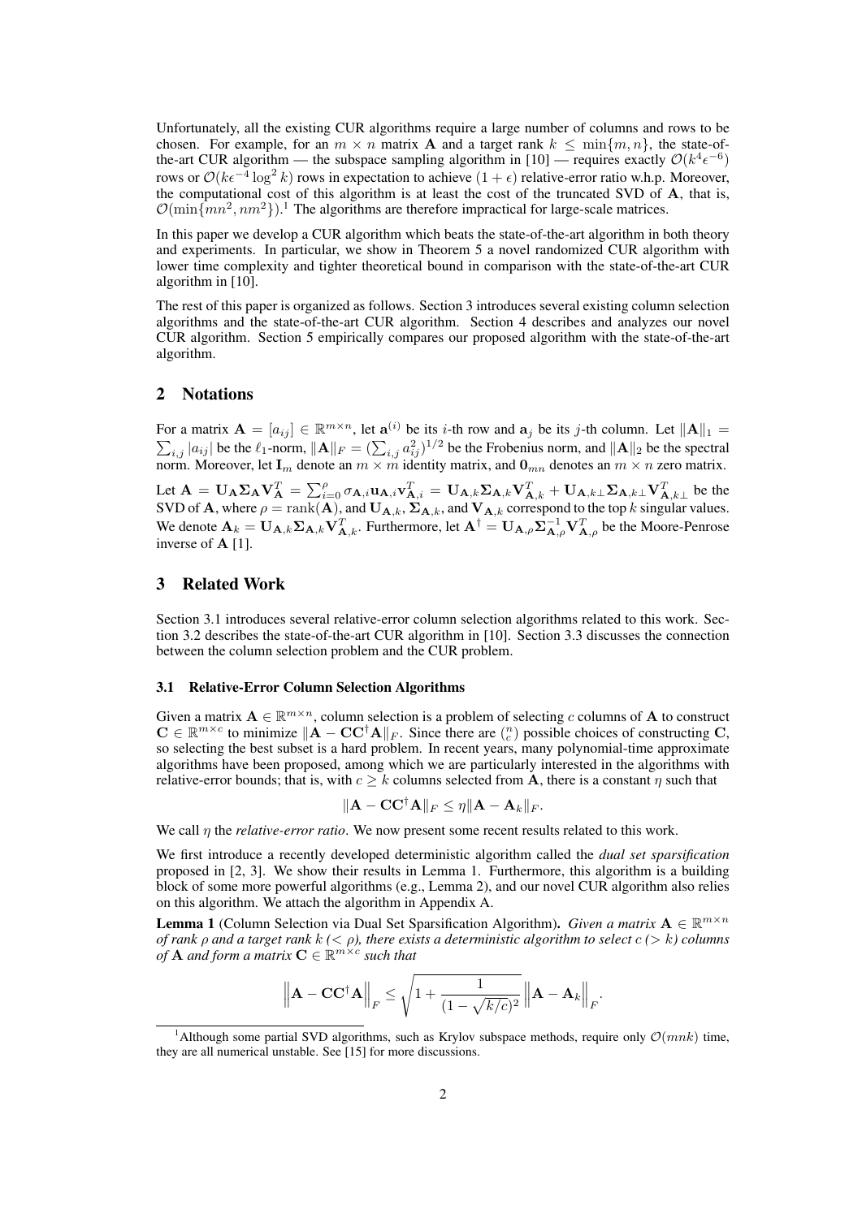Unfortunately, all the existing CUR algorithms require a large number of columns and rows to be chosen. For example, for an $m \times n$ matrix $\mathbf{A}$ and a target rank $k \leq \min\{m, n\}$, the state-of-the-art CUR algorithm — the subspace sampling algorithm in [10] — requires exactly $\mathcal{O}(k^4 \epsilon^{-6})$ rows or $\mathcal{O}(k\epsilon^{-4}\log^2 k)$ rows in expectation to achieve $(1+\epsilon)$ relative-error ratio w.h.p. Moreover, the computational cost of this algorithm is at least the cost of the truncated SVD of $\mathbf{A}$, that is, $\mathcal{O}(\min\{mn^2, nm^2\})$.[1] The algorithms are therefore impractical for large-scale matrices.

In this paper we develop a CUR algorithm which beats the state-of-the-art algorithm in both theory and experiments. In particular, we show in Theorem 5 a novel randomized CUR algorithm with lower time complexity and tighter theoretical bound in comparison with the state-of-the-art CUR algorithm in [10].

The rest of this paper is organized as follows. Section 3 introduces several existing column selection algorithms and the state-of-the-art CUR algorithm. Section 4 describes and analyzes our novel CUR algorithm. Section 5 empirically compares our proposed algorithm with the state-of-the-art algorithm.

## 2 Notations

For a matrix $\mathbf{A} = [a_{ij}] \in \mathbb{R}^{m \times n}$, let $\mathbf{a}^{(i)}$ be its $i$-th row and $\mathbf{a}_j$ be its $j$-th column. Let $\|\mathbf{A}\|_1 = \sum_{i,j} |a_{ij}|$ be the $\ell_1$-norm, $\|\mathbf{A}\|_F = (\sum_{i,j} a_{ij}^2)^{1/2}$ be the Frobenius norm, and $\|\mathbf{A}\|_2$ be the spectral norm. Moreover, let $\mathbf{I}_m$ denote an $m \times m$ identity matrix, and $\mathbf{0}_{mn}$ denotes an $m \times n$ zero matrix.

Let $\mathbf{A} = \mathbf{U_A \Sigma_A V_A^T} = \sum_{i=0}^{\rho} \sigma_{\mathbf{A},i} \mathbf{u}_{\mathbf{A},i} \mathbf{v}_{\mathbf{A},i}^T = \mathbf{U}_{\mathbf{A},k} \mathbf{\Sigma}_{\mathbf{A},k} \mathbf{V}_{\mathbf{A},k}^T + \mathbf{U}_{\mathbf{A},k\perp} \mathbf{\Sigma}_{\mathbf{A},k\perp} \mathbf{V}_{\mathbf{A},k\perp}^T$ be the SVD of $\mathbf{A}$, where $\rho = \mathrm{rank}(\mathbf{A})$, and $\mathbf{U}_{\mathbf{A},k}$, $\mathbf{\Sigma}_{\mathbf{A},k}$, and $\mathbf{V}_{\mathbf{A},k}$ correspond to the top $k$ singular values. We denote $\mathbf{A}_k = \mathbf{U}_{\mathbf{A},k} \mathbf{\Sigma}_{\mathbf{A},k} \mathbf{V}_{\mathbf{A},k}^T$. Furthermore, let $\mathbf{A}^\dagger = \mathbf{U}_{\mathbf{A},\rho} \mathbf{\Sigma}_{\mathbf{A},\rho}^{-1} \mathbf{V}_{\mathbf{A},\rho}^T$ be the Moore-Penrose inverse of $\mathbf{A}$ [1].

## 3 Related Work

Section 3.1 introduces several relative-error column selection algorithms related to this work. Section 3.2 describes the state-of-the-art CUR algorithm in [10]. Section 3.3 discusses the connection between the column selection problem and the CUR problem.

### 3.1 Relative-Error Column Selection Algorithms

Given a matrix $\mathbf{A} \in \mathbb{R}^{m \times n}$, column selection is a problem of selecting $c$ columns of $\mathbf{A}$ to construct $\mathbf{C} \in \mathbb{R}^{m \times c}$ to minimize $\|\mathbf{A} - \mathbf{C}\mathbf{C}^\dagger\mathbf{A}\|_F$. Since there are $\binom{n}{c}$ possible choices of constructing $\mathbf{C}$, so selecting the best subset is a hard problem. In recent years, many polynomial-time approximate algorithms have been proposed, among which we are particularly interested in the algorithms with relative-error bounds; that is, with $c \geq k$ columns selected from $\mathbf{A}$, there is a constant $\eta$ such that

$$\|\mathbf{A} - \mathbf{C}\mathbf{C}^\dagger\mathbf{A}\|_F \leq \eta \|\mathbf{A} - \mathbf{A}_k\|_F.$$

We call $\eta$ the *relative-error ratio*. We now present some recent results related to this work.

We first introduce a recently developed deterministic algorithm called the *dual set sparsification* proposed in [2, 3]. We show their results in Lemma 1. Furthermore, this algorithm is a building block of some more powerful algorithms (e.g., Lemma 2), and our novel CUR algorithm also relies on this algorithm. We attach the algorithm in Appendix A.

**Lemma 1** (Column Selection via Dual Set Sparsification Algorithm). *Given a matrix $\mathbf{A} \in \mathbb{R}^{m \times n}$ of rank $\rho$ and a target rank $k$ ($< \rho$), there exists a deterministic algorithm to select $c$ ($> k$) columns of $\mathbf{A}$ and form a matrix $\mathbf{C} \in \mathbb{R}^{m \times c}$ such that*

$$\left\|\mathbf{A} - \mathbf{C}\mathbf{C}^\dagger\mathbf{A}\right\|_F \leq \sqrt{1 + \frac{1}{(1 - \sqrt{k/c})^2}} \left\|\mathbf{A} - \mathbf{A}_k\right\|_F.$$

[1] Although some partial SVD algorithms, such as Krylov subspace methods, require only $\mathcal{O}(mnk)$ time, they are all numerical unstable. See [15] for more discussions.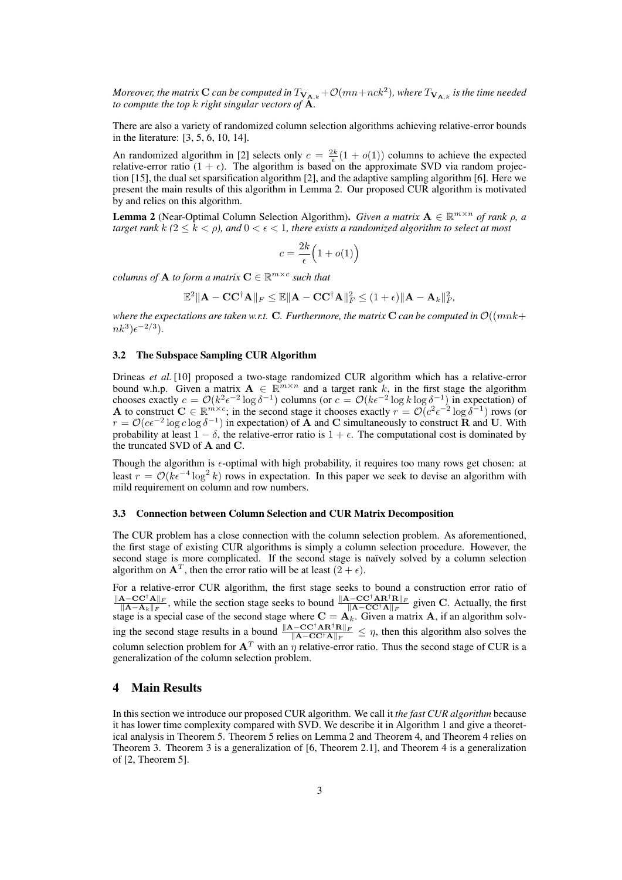*Moreover, the matrix* $\mathbf{C}$ *can be computed in* $T_{\mathbf{V}_{\mathbf{A},k}} + \mathcal{O}(mn + nck^2)$*, where* $T_{\mathbf{V}_{\mathbf{A},k}}$ *is the time needed to compute the top* $k$ *right singular vectors of* $\mathbf{A}$*.*

There are also a variety of randomized column selection algorithms achieving relative-error bounds in the literature: [3, 5, 6, 10, 14].

An randomized algorithm in [2] selects only $c = \frac{2k}{\epsilon}(1 + o(1))$ columns to achieve the expected relative-error ratio $(1 + \epsilon)$. The algorithm is based on the approximate SVD via random projection [15], the dual set sparsification algorithm [2], and the adaptive sampling algorithm [6]. Here we present the main results of this algorithm in Lemma 2. Our proposed CUR algorithm is motivated by and relies on this algorithm.

**Lemma 2** (Near-Optimal Column Selection Algorithm)**.** *Given a matrix* $\mathbf{A} \in \mathbb{R}^{m \times n}$ *of rank* $\rho$*, a target rank* $k$ *(*$2 \leq k < \rho$*), and* $0 < \epsilon < 1$*, there exists a randomized algorithm to select at most*

$$c = \frac{2k}{\epsilon}\Big(1 + o(1)\Big)$$

*columns of* $\mathbf{A}$ *to form a matrix* $\mathbf{C} \in \mathbb{R}^{m \times c}$ *such that*

$$\mathbb{E}^2\|\mathbf{A} - \mathbf{C}\mathbf{C}^\dagger\mathbf{A}\|_F \leq \mathbb{E}\|\mathbf{A} - \mathbf{C}\mathbf{C}^\dagger\mathbf{A}\|_F^2 \leq (1 + \epsilon)\|\mathbf{A} - \mathbf{A}_k\|_F^2,$$

*where the expectations are taken w.r.t.* $\mathbf{C}$*. Furthermore, the matrix* $\mathbf{C}$ *can be computed in* $\mathcal{O}((mnk + nk^3)\epsilon^{-2/3})$*.*

### 3.2 The Subspace Sampling CUR Algorithm

Drineas *et al.* [10] proposed a two-stage randomized CUR algorithm which has a relative-error bound w.h.p. Given a matrix $\mathbf{A} \in \mathbb{R}^{m \times n}$ and a target rank $k$, in the first stage the algorithm chooses exactly $c = \mathcal{O}(k^2\epsilon^{-2}\log\delta^{-1})$ columns (or $c = \mathcal{O}(k\epsilon^{-2}\log k \log\delta^{-1})$ in expectation) of $\mathbf{A}$ to construct $\mathbf{C} \in \mathbb{R}^{m \times c}$; in the second stage it chooses exactly $r = \mathcal{O}(c^2\epsilon^{-2}\log\delta^{-1})$ rows (or $r = \mathcal{O}(c\epsilon^{-2}\log c \log\delta^{-1})$ in expectation) of $\mathbf{A}$ and $\mathbf{C}$ simultaneously to construct $\mathbf{R}$ and $\mathbf{U}$. With probability at least $1 - \delta$, the relative-error ratio is $1 + \epsilon$. The computational cost is dominated by the truncated SVD of $\mathbf{A}$ and $\mathbf{C}$.

Though the algorithm is $\epsilon$-optimal with high probability, it requires too many rows get chosen: at least $r = \mathcal{O}(k\epsilon^{-4}\log^2 k)$ rows in expectation. In this paper we seek to devise an algorithm with mild requirement on column and row numbers.

### 3.3 Connection between Column Selection and CUR Matrix Decomposition

The CUR problem has a close connection with the column selection problem. As aforementioned, the first stage of existing CUR algorithms is simply a column selection procedure. However, the second stage is more complicated. If the second stage is naïvely solved by a column selection algorithm on $\mathbf{A}^T$, then the error ratio will be at least $(2 + \epsilon)$.

For a relative-error CUR algorithm, the first stage seeks to bound a construction error ratio of $\frac{\|\mathbf{A} - \mathbf{C}\mathbf{C}^\dagger\mathbf{A}\|_F}{\|\mathbf{A} - \mathbf{A}_k\|_F}$, while the section stage seeks to bound $\frac{\|\mathbf{A} - \mathbf{C}\mathbf{C}^\dagger\mathbf{A}\mathbf{R}^\dagger\mathbf{R}\|_F}{\|\mathbf{A} - \mathbf{C}\mathbf{C}^\dagger\mathbf{A}\|_F}$ given $\mathbf{C}$. Actually, the first stage is a special case of the second stage where $\mathbf{C} = \mathbf{A}_k$. Given a matrix $\mathbf{A}$, if an algorithm solving the second stage results in a bound $\frac{\|\mathbf{A} - \mathbf{C}\mathbf{C}^\dagger\mathbf{A}\mathbf{R}^\dagger\mathbf{R}\|_F}{\|\mathbf{A} - \mathbf{C}\mathbf{C}^\dagger\mathbf{A}\|_F} \leq \eta$, then this algorithm also solves the column selection problem for $\mathbf{A}^T$ with an $\eta$ relative-error ratio. Thus the second stage of CUR is a generalization of the column selection problem.

## 4 Main Results

In this section we introduce our proposed CUR algorithm. We call it *the fast CUR algorithm* because it has lower time complexity compared with SVD. We describe it in Algorithm 1 and give a theoretical analysis in Theorem 5. Theorem 5 relies on Lemma 2 and Theorem 4, and Theorem 4 relies on Theorem 3. Theorem 3 is a generalization of [6, Theorem 2.1], and Theorem 4 is a generalization of [2, Theorem 5].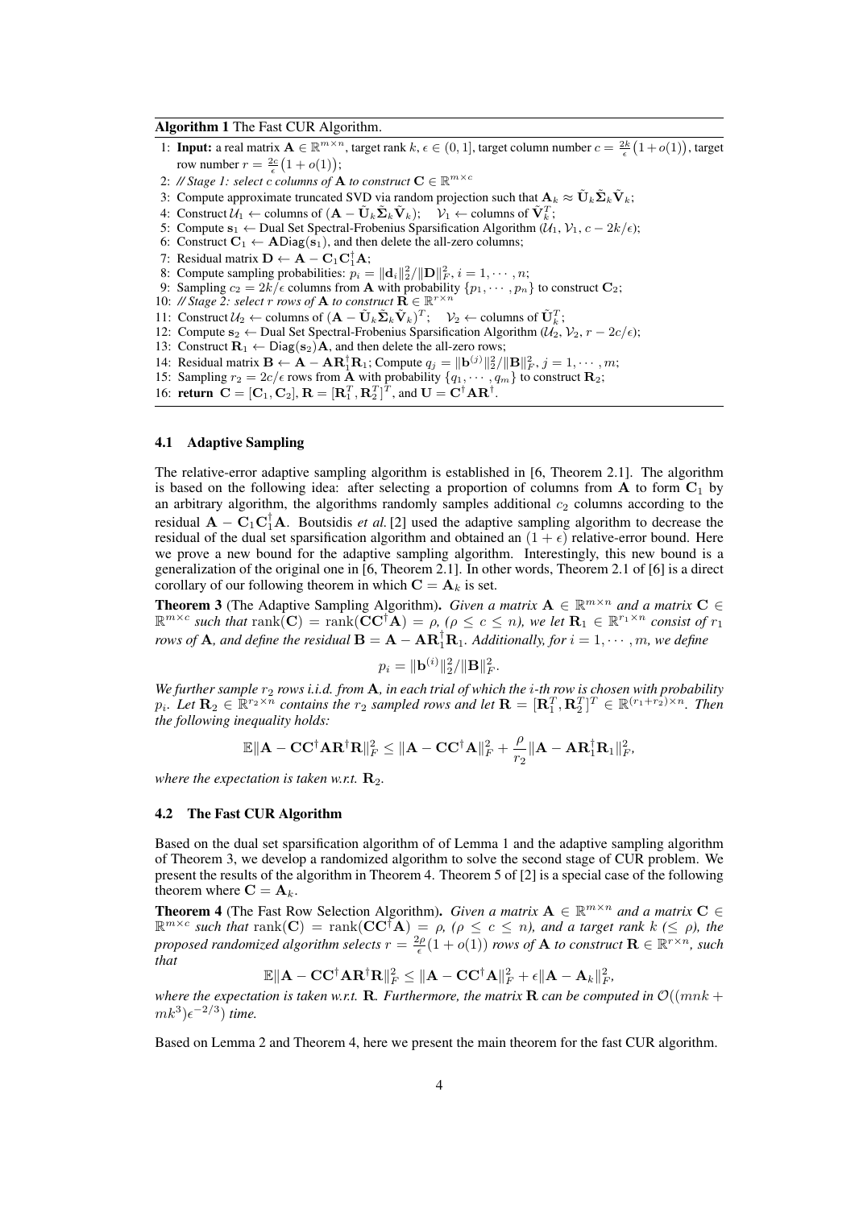**Algorithm 1** The Fast CUR Algorithm.

1: **Input:** a real matrix $\mathbf{A} \in \mathbb{R}^{m\times n}$, target rank $k$, $\epsilon \in (0, 1]$, target column number $c = \frac{2k}{\epsilon}\big(1 + o(1)\big)$, target row number $r = \frac{2c}{\epsilon}\big(1 + o(1)\big)$;
2: *// Stage 1: select $c$ columns of $\mathbf{A}$ to construct $\mathbf{C} \in \mathbb{R}^{m\times c}$*
3: Compute approximate truncated SVD via random projection such that $\mathbf{A}_k \approx \tilde{\mathbf{U}}_k \tilde{\mathbf{\Sigma}}_k \tilde{\mathbf{V}}_k$;
4: Construct $\mathcal{U}_1 \leftarrow$ columns of $(\mathbf{A} - \tilde{\mathbf{U}}_k \tilde{\mathbf{\Sigma}}_k \tilde{\mathbf{V}}_k)$; $\quad \mathcal{V}_1 \leftarrow$ columns of $\tilde{\mathbf{V}}_k^T$;
5: Compute $\mathbf{s}_1 \leftarrow$ Dual Set Spectral-Frobenius Sparsification Algorithm ($\mathcal{U}_1, \mathcal{V}_1, c - 2k/\epsilon$);
6: Construct $\mathbf{C}_1 \leftarrow \mathbf{A}\mathsf{Diag}(\mathbf{s}_1)$, and then delete the all-zero columns;
7: Residual matrix $\mathbf{D} \leftarrow \mathbf{A} - \mathbf{C}_1\mathbf{C}_1^\dagger \mathbf{A}$;
8: Compute sampling probabilities: $p_i = \|\mathbf{d}_i\|_2^2 / \|\mathbf{D}\|_F^2$, $i = 1, \cdots, n$;
9: Sampling $c_2 = 2k/\epsilon$ columns from $\mathbf{A}$ with probability $\{p_1, \cdots, p_n\}$ to construct $\mathbf{C}_2$;
10: *// Stage 2: select $r$ rows of $\mathbf{A}$ to construct $\mathbf{R} \in \mathbb{R}^{r\times n}$*
11: Construct $\mathcal{U}_2 \leftarrow$ columns of $(\mathbf{A} - \tilde{\mathbf{U}}_k \tilde{\mathbf{\Sigma}}_k \tilde{\mathbf{V}}_k)^T$; $\quad \mathcal{V}_2 \leftarrow$ columns of $\tilde{\mathbf{U}}_k^T$;
12: Compute $\mathbf{s}_2 \leftarrow$ Dual Set Spectral-Frobenius Sparsification Algorithm ($\mathcal{U}_2, \mathcal{V}_2, r - 2c/\epsilon$);
13: Construct $\mathbf{R}_1 \leftarrow \mathsf{Diag}(\mathbf{s}_2)\mathbf{A}$, and then delete the all-zero rows;
14: Residual matrix $\mathbf{B} \leftarrow \mathbf{A} - \mathbf{A}\mathbf{R}_1^\dagger \mathbf{R}_1$; Compute $q_j = \|\mathbf{b}^{(j)}\|_2^2 / \|\mathbf{B}\|_F^2$, $j = 1, \cdots, m$;
15: Sampling $r_2 = 2c/\epsilon$ rows from $\mathbf{A}$ with probability $\{q_1, \cdots, q_m\}$ to construct $\mathbf{R}_2$;
16: **return** $\mathbf{C} = [\mathbf{C}_1, \mathbf{C}_2]$, $\mathbf{R} = [\mathbf{R}_1^T, \mathbf{R}_2^T]^T$, and $\mathbf{U} = \mathbf{C}^\dagger \mathbf{A} \mathbf{R}^\dagger$.

### 4.1 Adaptive Sampling

The relative-error adaptive sampling algorithm is established in [6, Theorem 2.1]. The algorithm is based on the following idea: after selecting a proportion of columns from $\mathbf{A}$ to form $\mathbf{C}_1$ by an arbitrary algorithm, the algorithms randomly samples additional $c_2$ columns according to the residual $\mathbf{A} - \mathbf{C}_1\mathbf{C}_1^\dagger \mathbf{A}$. Boutsidis *et al.* [2] used the adaptive sampling algorithm to decrease the residual of the dual set sparsification algorithm and obtained an $(1 + \epsilon)$ relative-error bound. Here we prove a new bound for the adaptive sampling algorithm. Interestingly, this new bound is a generalization of the original one in [6, Theorem 2.1]. In other words, Theorem 2.1 of [6] is a direct corollary of our following theorem in which $\mathbf{C} = \mathbf{A}_k$ is set.

**Theorem 3** (The Adaptive Sampling Algorithm). *Given a matrix $\mathbf{A} \in \mathbb{R}^{m\times n}$ and a matrix $\mathbf{C} \in \mathbb{R}^{m\times c}$ such that $\mathrm{rank}(\mathbf{C}) = \mathrm{rank}(\mathbf{C}\mathbf{C}^\dagger \mathbf{A}) = \rho$, ($\rho \leq c \leq n$), we let $\mathbf{R}_1 \in \mathbb{R}^{r_1\times n}$ consist of $r_1$ rows of $\mathbf{A}$, and define the residual $\mathbf{B} = \mathbf{A} - \mathbf{A}\mathbf{R}_1^\dagger \mathbf{R}_1$. Additionally, for $i = 1, \cdots, m$, we define*

$$p_i = \|\mathbf{b}^{(i)}\|_2^2 / \|\mathbf{B}\|_F^2.$$

*We further sample $r_2$ rows i.i.d. from $\mathbf{A}$, in each trial of which the $i$-th row is chosen with probability $p_i$. Let $\mathbf{R}_2 \in \mathbb{R}^{r_2\times n}$ contains the $r_2$ sampled rows and let $\mathbf{R} = [\mathbf{R}_1^T, \mathbf{R}_2^T]^T \in \mathbb{R}^{(r_1+r_2)\times n}$. Then the following inequality holds:*

$$\mathbb{E}\|\mathbf{A} - \mathbf{C}\mathbf{C}^\dagger \mathbf{A}\mathbf{R}^\dagger \mathbf{R}\|_F^2 \leq \|\mathbf{A} - \mathbf{C}\mathbf{C}^\dagger \mathbf{A}\|_F^2 + \frac{\rho}{r_2}\|\mathbf{A} - \mathbf{A}\mathbf{R}_1^\dagger \mathbf{R}_1\|_F^2,$$

*where the expectation is taken w.r.t. $\mathbf{R}_2$.*

### 4.2 The Fast CUR Algorithm

Based on the dual set sparsification algorithm of of Lemma 1 and the adaptive sampling algorithm of Theorem 3, we develop a randomized algorithm to solve the second stage of CUR problem. We present the results of the algorithm in Theorem 4. Theorem 5 of [2] is a special case of the following theorem where $\mathbf{C} = \mathbf{A}_k$.

**Theorem 4** (The Fast Row Selection Algorithm). *Given a matrix $\mathbf{A} \in \mathbb{R}^{m\times n}$ and a matrix $\mathbf{C} \in \mathbb{R}^{m\times c}$ such that $\mathrm{rank}(\mathbf{C}) = \mathrm{rank}(\mathbf{C}\mathbf{C}^\dagger \mathbf{A}) = \rho$, ($\rho \leq c \leq n$), and a target rank $k$ ($\leq \rho$), the proposed randomized algorithm selects $r = \frac{2\rho}{\epsilon}(1 + o(1))$ rows of $\mathbf{A}$ to construct $\mathbf{R} \in \mathbb{R}^{r\times n}$, such that*

$$\mathbb{E}\|\mathbf{A} - \mathbf{C}\mathbf{C}^\dagger \mathbf{A}\mathbf{R}^\dagger \mathbf{R}\|_F^2 \leq \|\mathbf{A} - \mathbf{C}\mathbf{C}^\dagger \mathbf{A}\|_F^2 + \epsilon\|\mathbf{A} - \mathbf{A}_k\|_F^2,$$

*where the expectation is taken w.r.t. $\mathbf{R}$. Furthermore, the matrix $\mathbf{R}$ can be computed in $\mathcal{O}((mnk + mk^3)\epsilon^{-2/3})$ time.*

Based on Lemma 2 and Theorem 4, here we present the main theorem for the fast CUR algorithm.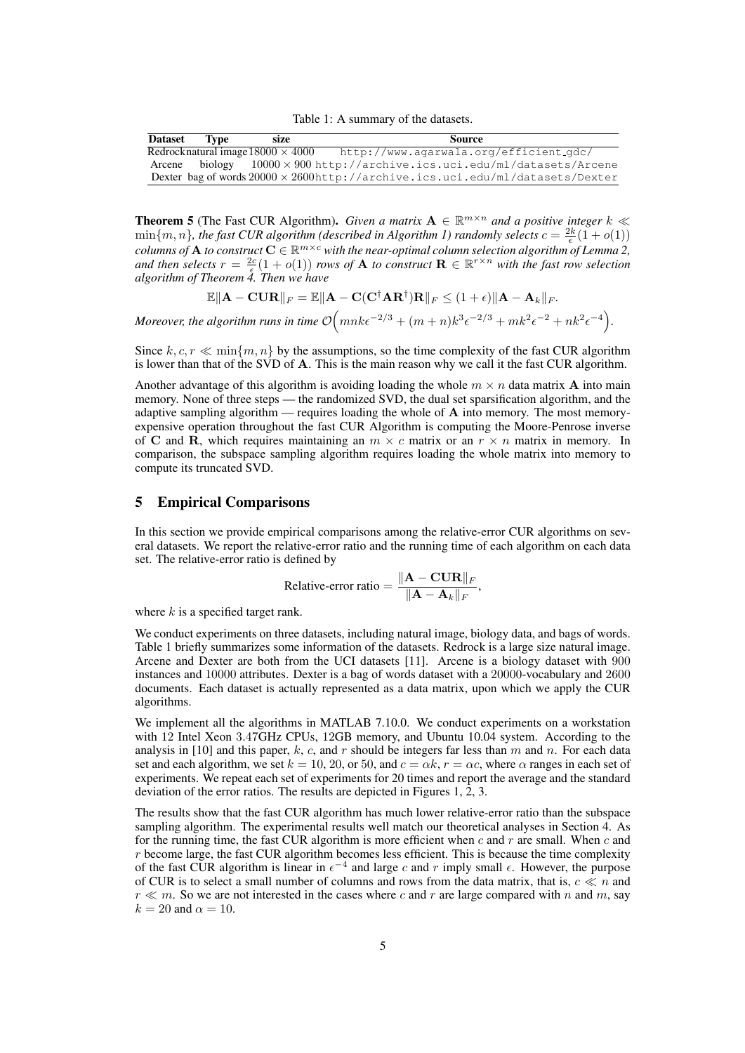Table 1: A summary of the datasets.

| Dataset | Type | size | Source |
|---|---|---|---|
| Redrock | natural image | $18000 \times 4000$ | http://www.agarwala.org/efficient_gdc/ |
| Arcene | biology | $10000 \times 900$ | http://archive.ics.uci.edu/ml/datasets/Arcene |
| Dexter | bag of words | $20000 \times 2600$ | http://archive.ics.uci.edu/ml/datasets/Dexter |

**Theorem 5** (The Fast CUR Algorithm). *Given a matrix $\mathbf{A} \in \mathbb{R}^{m\times n}$ and a positive integer $k \ll \min\{m, n\}$, the fast CUR algorithm (described in Algorithm 1) randomly selects $c = \frac{2k}{\epsilon}(1 + o(1))$ columns of $\mathbf{A}$ to construct $\mathbf{C} \in \mathbb{R}^{m\times c}$ with the near-optimal column selection algorithm of Lemma 2, and then selects $r = \frac{2c}{\epsilon}(1 + o(1))$ rows of $\mathbf{A}$ to construct $\mathbf{R} \in \mathbb{R}^{r\times n}$ with the fast row selection algorithm of Theorem 4. Then we have*

$$\mathbb{E}\|\mathbf{A} - \mathbf{CUR}\|_F = \mathbb{E}\|\mathbf{A} - \mathbf{C}(\mathbf{C}^\dagger\mathbf{A}\mathbf{R}^\dagger)\mathbf{R}\|_F \leq (1 + \epsilon)\|\mathbf{A} - \mathbf{A}_k\|_F.$$

*Moreover, the algorithm runs in time $\mathcal{O}\Big(mnk\epsilon^{-2/3} + (m + n)k^3\epsilon^{-2/3} + mk^2\epsilon^{-2} + nk^2\epsilon^{-4}\Big)$.*

Since $k, c, r \ll \min\{m, n\}$ by the assumptions, so the time complexity of the fast CUR algorithm is lower than that of the SVD of $\mathbf{A}$. This is the main reason why we call it the fast CUR algorithm.

Another advantage of this algorithm is avoiding loading the whole $m \times n$ data matrix $\mathbf{A}$ into main memory. None of three steps — the randomized SVD, the dual set sparsification algorithm, and the adaptive sampling algorithm — requires loading the whole of $\mathbf{A}$ into memory. The most memory-expensive operation throughout the fast CUR Algorithm is computing the Moore-Penrose inverse of $\mathbf{C}$ and $\mathbf{R}$, which requires maintaining an $m \times c$ matrix or an $r \times n$ matrix in memory. In comparison, the subspace sampling algorithm requires loading the whole matrix into memory to compute its truncated SVD.

## 5 Empirical Comparisons

In this section we provide empirical comparisons among the relative-error CUR algorithms on several datasets. We report the relative-error ratio and the running time of each algorithm on each data set. The relative-error ratio is defined by

$$\text{Relative-error ratio} = \frac{\|\mathbf{A} - \mathbf{CUR}\|_F}{\|\mathbf{A} - \mathbf{A}_k\|_F},$$

where $k$ is a specified target rank.

We conduct experiments on three datasets, including natural image, biology data, and bags of words. Table 1 briefly summarizes some information of the datasets. Redrock is a large size natural image. Arcene and Dexter are both from the UCI datasets [11]. Arcene is a biology dataset with 900 instances and 10000 attributes. Dexter is a bag of words dataset with a 20000-vocabulary and 2600 documents. Each dataset is actually represented as a data matrix, upon which we apply the CUR algorithms.

We implement all the algorithms in MATLAB 7.10.0. We conduct experiments on a workstation with 12 Intel Xeon 3.47GHz CPUs, 12GB memory, and Ubuntu 10.04 system. According to the analysis in [10] and this paper, $k$, $c$, and $r$ should be integers far less than $m$ and $n$. For each data set and each algorithm, we set $k = 10$, 20, or 50, and $c = \alpha k$, $r = \alpha c$, where $\alpha$ ranges in each set of experiments. We repeat each set of experiments for 20 times and report the average and the standard deviation of the error ratios. The results are depicted in Figures 1, 2, 3.

The results show that the fast CUR algorithm has much lower relative-error ratio than the subspace sampling algorithm. The experimental results well match our theoretical analyses in Section 4. As for the running time, the fast CUR algorithm is more efficient when $c$ and $r$ are small. When $c$ and $r$ become large, the fast CUR algorithm becomes less efficient. This is because the time complexity of the fast CUR algorithm is linear in $\epsilon^{-4}$ and large $c$ and $r$ imply small $\epsilon$. However, the purpose of CUR is to select a small number of columns and rows from the data matrix, that is, $c \ll n$ and $r \ll m$. So we are not interested in the cases where $c$ and $r$ are large compared with $n$ and $m$, say $k = 20$ and $\alpha = 10$.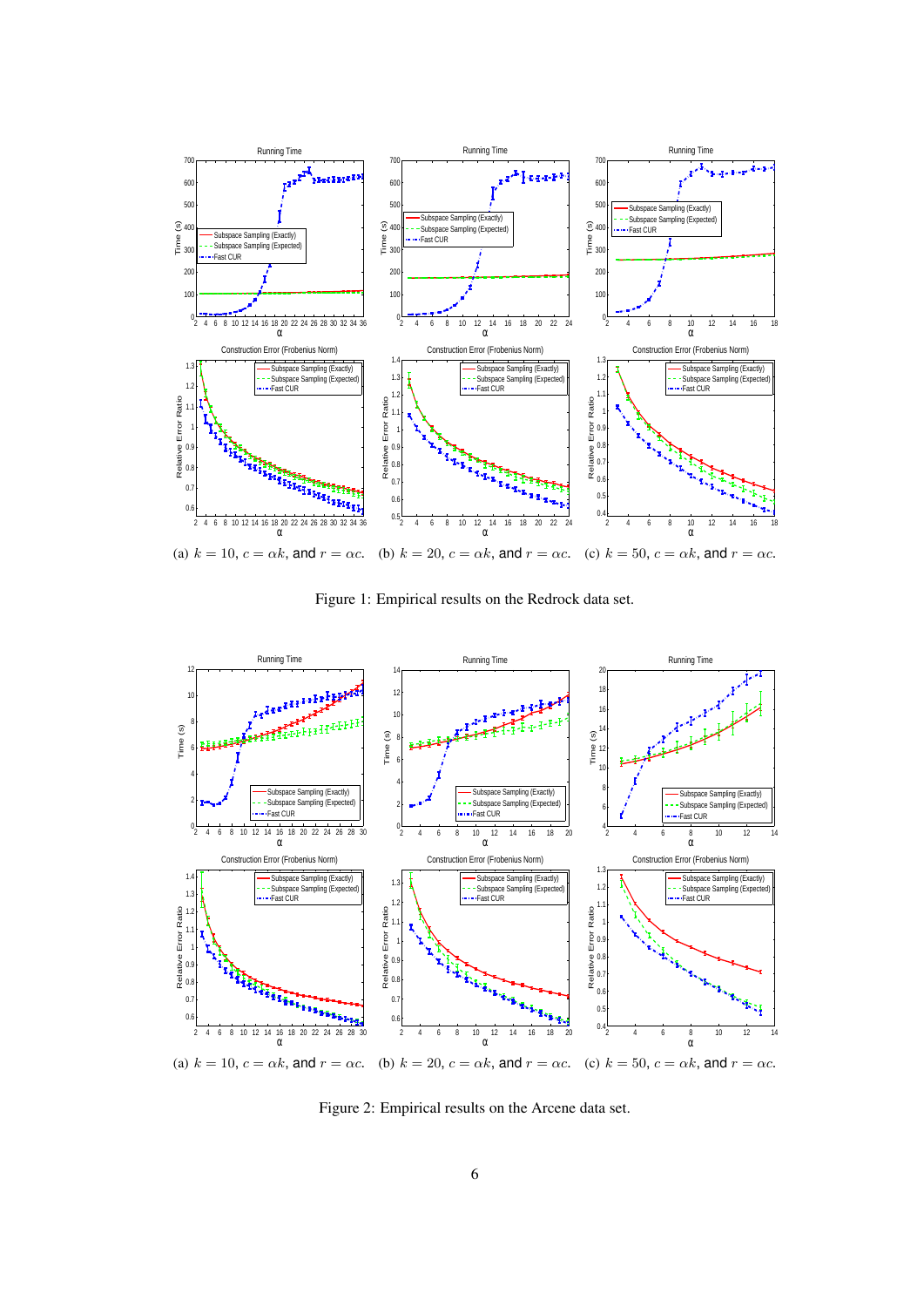(a) $k = 10$, $c = \alpha k$, and $r = \alpha c$. (b) $k = 20$, $c = \alpha k$, and $r = \alpha c$. (c) $k = 50$, $c = \alpha k$, and $r = \alpha c$.

Figure 1: Empirical results on the Redrock data set.

(a) $k = 10$, $c = \alpha k$, and $r = \alpha c$. (b) $k = 20$, $c = \alpha k$, and $r = \alpha c$. (c) $k = 50$, $c = \alpha k$, and $r = \alpha c$.

Figure 2: Empirical results on the Arcene data set.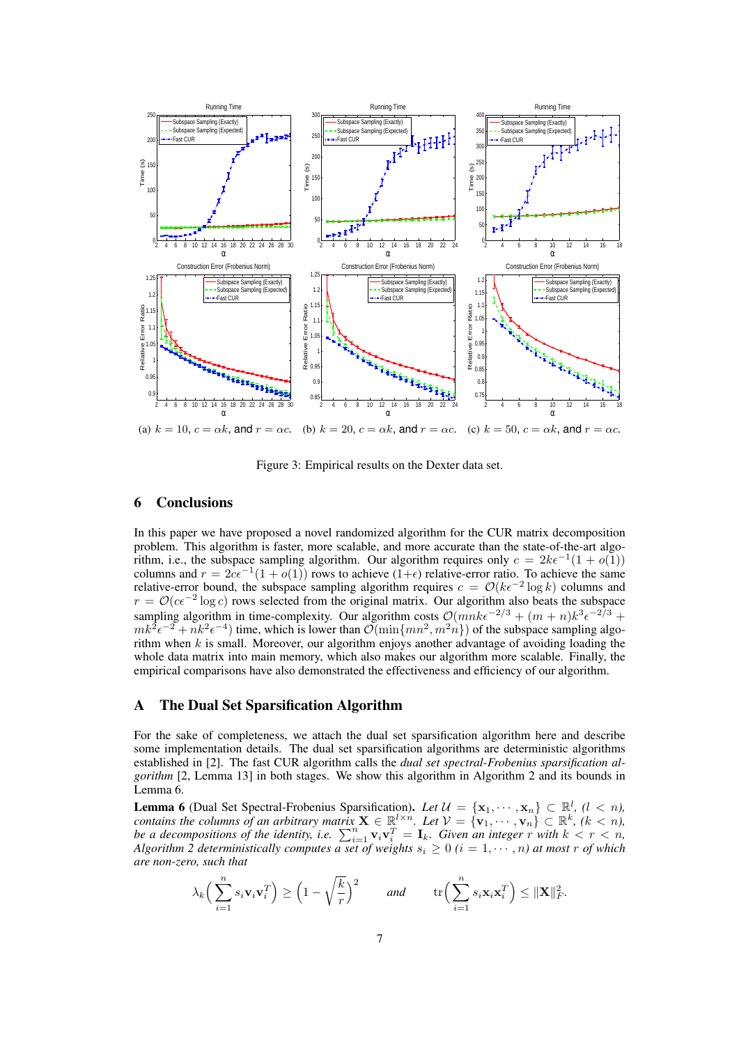(a) $k = 10$, $c = \alpha k$, and $r = \alpha c$. (b) $k = 20$, $c = \alpha k$, and $r = \alpha c$. (c) $k = 50$, $c = \alpha k$, and $r = \alpha c$.

Figure 3: Empirical results on the Dexter data set.

## 6 Conclusions

In this paper we have proposed a novel randomized algorithm for the CUR matrix decomposition problem. This algorithm is faster, more scalable, and more accurate than the state-of-the-art algorithm, i.e., the subspace sampling algorithm. Our algorithm requires only $c = 2k\epsilon^{-1}(1 + o(1))$ columns and $r = 2c\epsilon^{-1}(1 + o(1))$ rows to achieve $(1+\epsilon)$ relative-error ratio. To achieve the same relative-error bound, the subspace sampling algorithm requires $c = \mathcal{O}(k\epsilon^{-2} \log k)$ columns and $r = \mathcal{O}(c\epsilon^{-2} \log c)$ rows selected from the original matrix. Our algorithm also beats the subspace sampling algorithm in time-complexity. Our algorithm costs $\mathcal{O}(mnk\epsilon^{-2/3} + (m + n)k^3\epsilon^{-2/3} + mk^2\epsilon^{-2} + nk^2\epsilon^{-4})$ time, which is lower than $\mathcal{O}(\min\{mn^2, m^2n\})$ of the subspace sampling algorithm when $k$ is small. Moreover, our algorithm enjoys another advantage of avoiding loading the whole data matrix into main memory, which also makes our algorithm more scalable. Finally, the empirical comparisons have also demonstrated the effectiveness and efficiency of our algorithm.

## A The Dual Set Sparsification Algorithm

For the sake of completeness, we attach the dual set sparsification algorithm here and describe some implementation details. The dual set sparsification algorithms are deterministic algorithms established in [2]. The fast CUR algorithm calls the *dual set spectral-Frobenius sparsification algorithm* [2, Lemma 13] in both stages. We show this algorithm in Algorithm 2 and its bounds in Lemma 6.

**Lemma 6** (Dual Set Spectral-Frobenius Sparsification). *Let $\mathcal{U} = \{\mathbf{x}_1, \cdots, \mathbf{x}_n\} \subset \mathbb{R}^l$, $(l < n)$, contains the columns of an arbitrary matrix $\mathbf{X} \in \mathbb{R}^{l\times n}$. Let $\mathcal{V} = \{\mathbf{v}_1, \cdots, \mathbf{v}_n\} \subset \mathbb{R}^k$, $(k < n)$, be a decompositions of the identity, i.e. $\sum_{i=1}^{n} \mathbf{v}_i\mathbf{v}_i^T = \mathbf{I}_k$. Given an integer $r$ with $k < r < n$, Algorithm 2 deterministically computes a set of weights $s_i \geq 0$ $(i = 1, \cdots, n)$ at most $r$ of which are non-zero, such that*

$$\lambda_k\Big(\sum_{i=1}^{n} s_i\mathbf{v}_i\mathbf{v}_i^T\Big) \geq \Big(1 - \sqrt{\frac{k}{r}}\Big)^2 \qquad \textit{and} \qquad \mathrm{tr}\Big(\sum_{i=1}^{n} s_i\mathbf{x}_i\mathbf{x}_i^T\Big) \leq \|\mathbf{X}\|_F^2.$$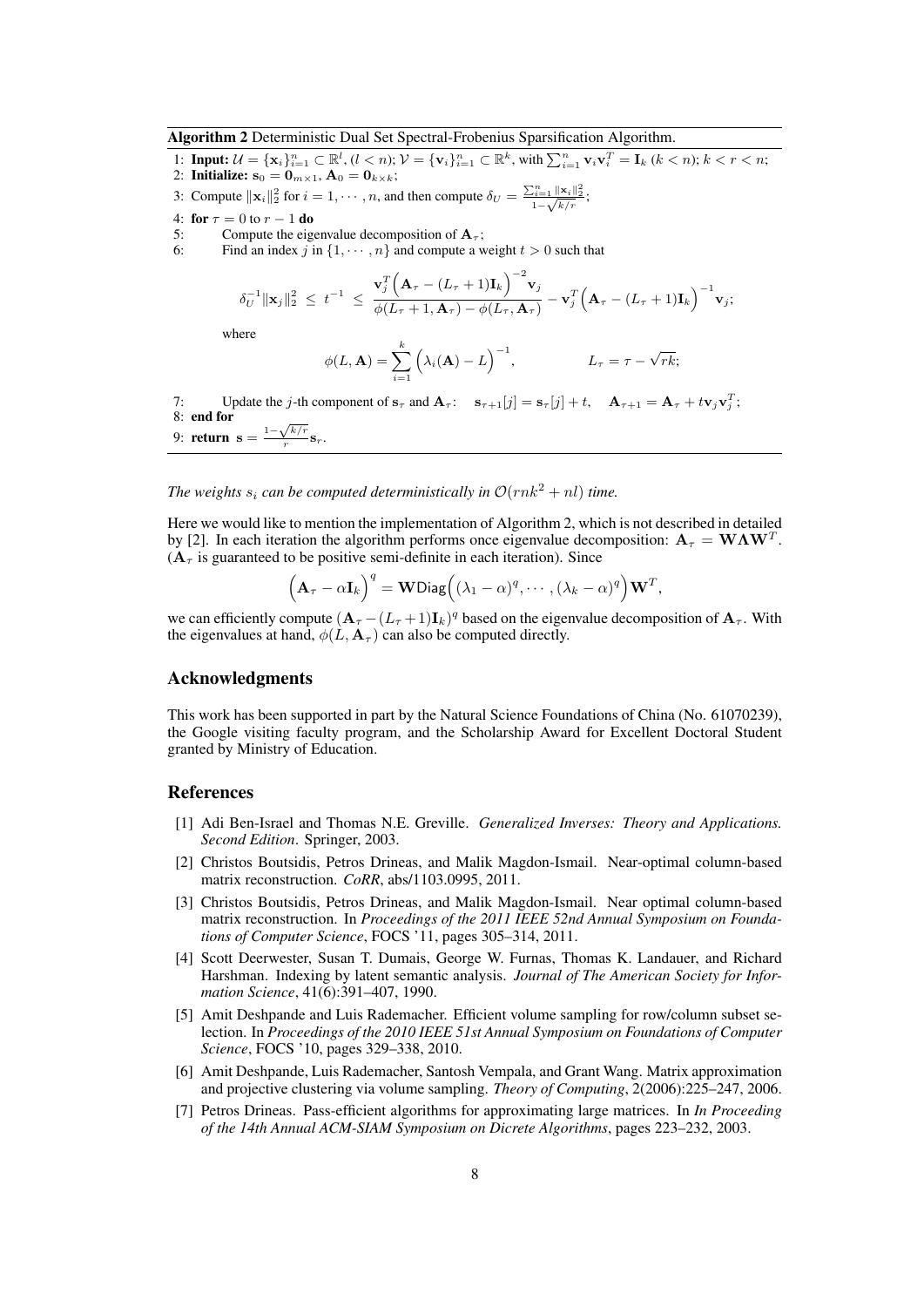**Algorithm 2** Deterministic Dual Set Spectral-Frobenius Sparsification Algorithm.

1: **Input:** $\mathcal{U} = \{\mathbf{x}_i\}_{i=1}^n \subset \mathbb{R}^l$, $(l < n)$; $\mathcal{V} = \{\mathbf{v}_i\}_{i=1}^n \subset \mathbb{R}^k$, with $\sum_{i=1}^n \mathbf{v}_i \mathbf{v}_i^T = \mathbf{I}_k$ $(k < n)$; $k < r < n$;
2: **Initialize:** $\mathbf{s}_0 = \mathbf{0}_{m\times 1}$, $\mathbf{A}_0 = \mathbf{0}_{k\times k}$;
3: Compute $\|\mathbf{x}_i\|_2^2$ for $i = 1, \cdots, n$, and then compute $\delta_U = \frac{\sum_{i=1}^n \|\mathbf{x}_i\|_2^2}{1-\sqrt{k/r}}$;
4: **for** $\tau = 0$ to $r-1$ **do**
5: Compute the eigenvalue decomposition of $\mathbf{A}_\tau$;
6: Find an index $j$ in $\{1, \cdots, n\}$ and compute a weight $t > 0$ such that

$$\delta_U^{-1} \|\mathbf{x}_j\|_2^2 \;\leq\; t^{-1} \;\leq\; \frac{\mathbf{v}_j^T \Big(\mathbf{A}_\tau - (L_\tau + 1)\mathbf{I}_k\Big)^{-2} \mathbf{v}_j}{\phi(L_\tau + 1, \mathbf{A}_\tau) - \phi(L_\tau, \mathbf{A}_\tau)} - \mathbf{v}_j^T \Big(\mathbf{A}_\tau - (L_\tau + 1)\mathbf{I}_k\Big)^{-1} \mathbf{v}_j;$$

where

$$\phi(L, \mathbf{A}) = \sum_{i=1}^k \Big(\lambda_i(\mathbf{A}) - L\Big)^{-1}, \qquad\qquad L_\tau = \tau - \sqrt{rk};$$

7: Update the $j$-th component of $\mathbf{s}_\tau$ and $\mathbf{A}_\tau$: $\quad \mathbf{s}_{\tau+1}[j] = \mathbf{s}_\tau[j] + t, \quad \mathbf{A}_{\tau+1} = \mathbf{A}_\tau + t\mathbf{v}_j\mathbf{v}_j^T$;
8: **end for**
9: **return** $\mathbf{s} = \frac{1-\sqrt{k/r}}{r}\mathbf{s}_r$.

*The weights $s_i$ can be computed deterministically in $\mathcal{O}(rnk^2 + nl)$ time.*

Here we would like to mention the implementation of Algorithm 2, which is not described in detailed by [2]. In each iteration the algorithm performs once eigenvalue decomposition: $\mathbf{A}_\tau = \mathbf{W}\mathbf{\Lambda}\mathbf{W}^T$. ($\mathbf{A}_\tau$ is guaranteed to be positive semi-definite in each iteration). Since

$$\Big(\mathbf{A}_\tau - \alpha \mathbf{I}_k\Big)^q = \mathbf{W}\mathsf{Diag}\Big((\lambda_1 - \alpha)^q, \cdots, (\lambda_k - \alpha)^q\Big)\mathbf{W}^T,$$

we can efficiently compute $(\mathbf{A}_\tau - (L_\tau + 1)\mathbf{I}_k)^q$ based on the eigenvalue decomposition of $\mathbf{A}_\tau$. With the eigenvalues at hand, $\phi(L, \mathbf{A}_\tau)$ can also be computed directly.

## Acknowledgments

This work has been supported in part by the Natural Science Foundations of China (No. 61070239), the Google visiting faculty program, and the Scholarship Award for Excellent Doctoral Student granted by Ministry of Education.

## References

[1] Adi Ben-Israel and Thomas N.E. Greville. *Generalized Inverses: Theory and Applications. Second Edition*. Springer, 2003.

[2] Christos Boutsidis, Petros Drineas, and Malik Magdon-Ismail. Near-optimal column-based matrix reconstruction. *CoRR*, abs/1103.0995, 2011.

[3] Christos Boutsidis, Petros Drineas, and Malik Magdon-Ismail. Near optimal column-based matrix reconstruction. In *Proceedings of the 2011 IEEE 52nd Annual Symposium on Foundations of Computer Science*, FOCS '11, pages 305–314, 2011.

[4] Scott Deerwester, Susan T. Dumais, George W. Furnas, Thomas K. Landauer, and Richard Harshman. Indexing by latent semantic analysis. *Journal of The American Society for Information Science*, 41(6):391–407, 1990.

[5] Amit Deshpande and Luis Rademacher. Efficient volume sampling for row/column subset selection. In *Proceedings of the 2010 IEEE 51st Annual Symposium on Foundations of Computer Science*, FOCS '10, pages 329–338, 2010.

[6] Amit Deshpande, Luis Rademacher, Santosh Vempala, and Grant Wang. Matrix approximation and projective clustering via volume sampling. *Theory of Computing*, 2(2006):225–247, 2006.

[7] Petros Drineas. Pass-efficient algorithms for approximating large matrices. In *In Proceeding of the 14th Annual ACM-SIAM Symposium on Dicrete Algorithms*, pages 223–232, 2003.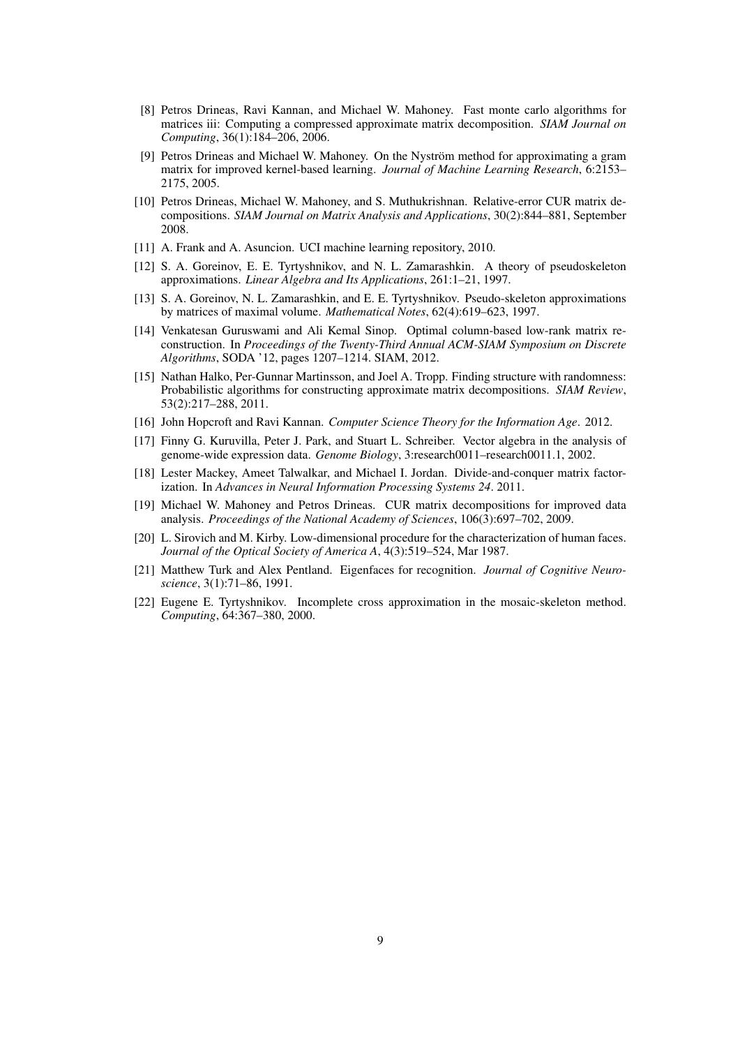[8] Petros Drineas, Ravi Kannan, and Michael W. Mahoney. Fast monte carlo algorithms for matrices iii: Computing a compressed approximate matrix decomposition. *SIAM Journal on Computing*, 36(1):184–206, 2006.

[9] Petros Drineas and Michael W. Mahoney. On the Nyström method for approximating a gram matrix for improved kernel-based learning. *Journal of Machine Learning Research*, 6:2153–2175, 2005.

[10] Petros Drineas, Michael W. Mahoney, and S. Muthukrishnan. Relative-error CUR matrix decompositions. *SIAM Journal on Matrix Analysis and Applications*, 30(2):844–881, September 2008.

[11] A. Frank and A. Asuncion. UCI machine learning repository, 2010.

[12] S. A. Goreinov, E. E. Tyrtyshnikov, and N. L. Zamarashkin. A theory of pseudoskeleton approximations. *Linear Algebra and Its Applications*, 261:1–21, 1997.

[13] S. A. Goreinov, N. L. Zamarashkin, and E. E. Tyrtyshnikov. Pseudo-skeleton approximations by matrices of maximal volume. *Mathematical Notes*, 62(4):619–623, 1997.

[14] Venkatesan Guruswami and Ali Kemal Sinop. Optimal column-based low-rank matrix reconstruction. In *Proceedings of the Twenty-Third Annual ACM-SIAM Symposium on Discrete Algorithms*, SODA '12, pages 1207–1214. SIAM, 2012.

[15] Nathan Halko, Per-Gunnar Martinsson, and Joel A. Tropp. Finding structure with randomness: Probabilistic algorithms for constructing approximate matrix decompositions. *SIAM Review*, 53(2):217–288, 2011.

[16] John Hopcroft and Ravi Kannan. *Computer Science Theory for the Information Age*. 2012.

[17] Finny G. Kuruvilla, Peter J. Park, and Stuart L. Schreiber. Vector algebra in the analysis of genome-wide expression data. *Genome Biology*, 3:research0011–research0011.1, 2002.

[18] Lester Mackey, Ameet Talwalkar, and Michael I. Jordan. Divide-and-conquer matrix factorization. In *Advances in Neural Information Processing Systems 24*. 2011.

[19] Michael W. Mahoney and Petros Drineas. CUR matrix decompositions for improved data analysis. *Proceedings of the National Academy of Sciences*, 106(3):697–702, 2009.

[20] L. Sirovich and M. Kirby. Low-dimensional procedure for the characterization of human faces. *Journal of the Optical Society of America A*, 4(3):519–524, Mar 1987.

[21] Matthew Turk and Alex Pentland. Eigenfaces for recognition. *Journal of Cognitive Neuroscience*, 3(1):71–86, 1991.

[22] Eugene E. Tyrtyshnikov. Incomplete cross approximation in the mosaic-skeleton method. *Computing*, 64:367–380, 2000.